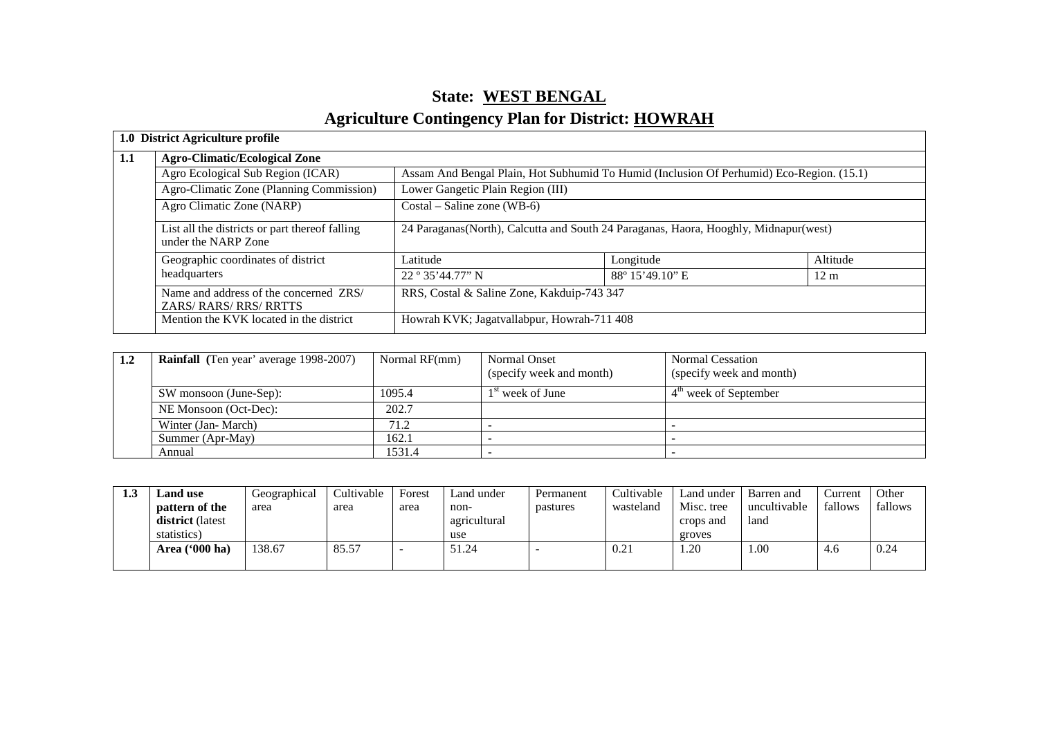# State: WEST BENGAL

# Agriculture Contingency Plan for District: HOWRAH

| 1.0 District Agriculture profile | | | | |
|---|---|---|---|---|
| **1.1** | **Agro-Climatic/Ecological Zone** | | | |
| | Agro Ecological Sub Region (ICAR) | Assam And Bengal Plain, Hot Subhumid To Humid (Inclusion Of Perhumid) Eco-Region. (15.1) | | |
| | Agro-Climatic Zone (Planning Commission) | Lower Gangetic Plain Region (III) | | |
| | Agro Climatic Zone (NARP) | Costal – Saline zone (WB-6) | | |
| | List all the districts or part thereof falling under the NARP Zone | 24 Paraganas(North), Calcutta and South 24 Paraganas, Haora, Hooghly, Midnapur(west) | | |
| | Geographic coordinates of district headquarters | Latitude | Longitude | Altitude |
| | | 22 º 35'44.77" N | 88º 15'49.10" E | 12 m |
| | Name and address of the concerned ZRS/ ZARS/ RARS/ RRS/ RRTTS | RRS, Costal & Saline Zone, Kakduip-743 347 | | |
| | Mention the KVK located in the district | Howrah KVK; Jagatvallabpur, Howrah-711 408 | | |

| 1.2 | **Rainfall** (Ten year' average 1998-2007) | Normal RF(mm) | Normal Onset (specify week and month) | Normal Cessation (specify week and month) |
|---|---|---|---|---|
| | SW monsoon (June-Sep): | 1095.4 | 1st week of June | 4th week of September |
| | NE Monsoon (Oct-Dec): | 202.7 | | |
| | Winter (Jan- March) | 71.2 | - | - |
| | Summer (Apr-May) | 162.1 | - | - |
| | Annual | 1531.4 | - | - |

| 1.3 | **Land use pattern of the district** (latest statistics) | Geographical area | Cultivable area | Forest area | Land under non-agricultural use | Permanent pastures | Cultivable wasteland | Land under Misc. tree crops and groves | Barren and uncultivable land | Current fallows | Other fallows |
|---|---|---|---|---|---|---|---|---|---|---|---|
| | **Area ('000 ha)** | 138.67 | 85.57 | - | 51.24 | - | 0.21 | 1.20 | 1.00 | 4.6 | 0.24 |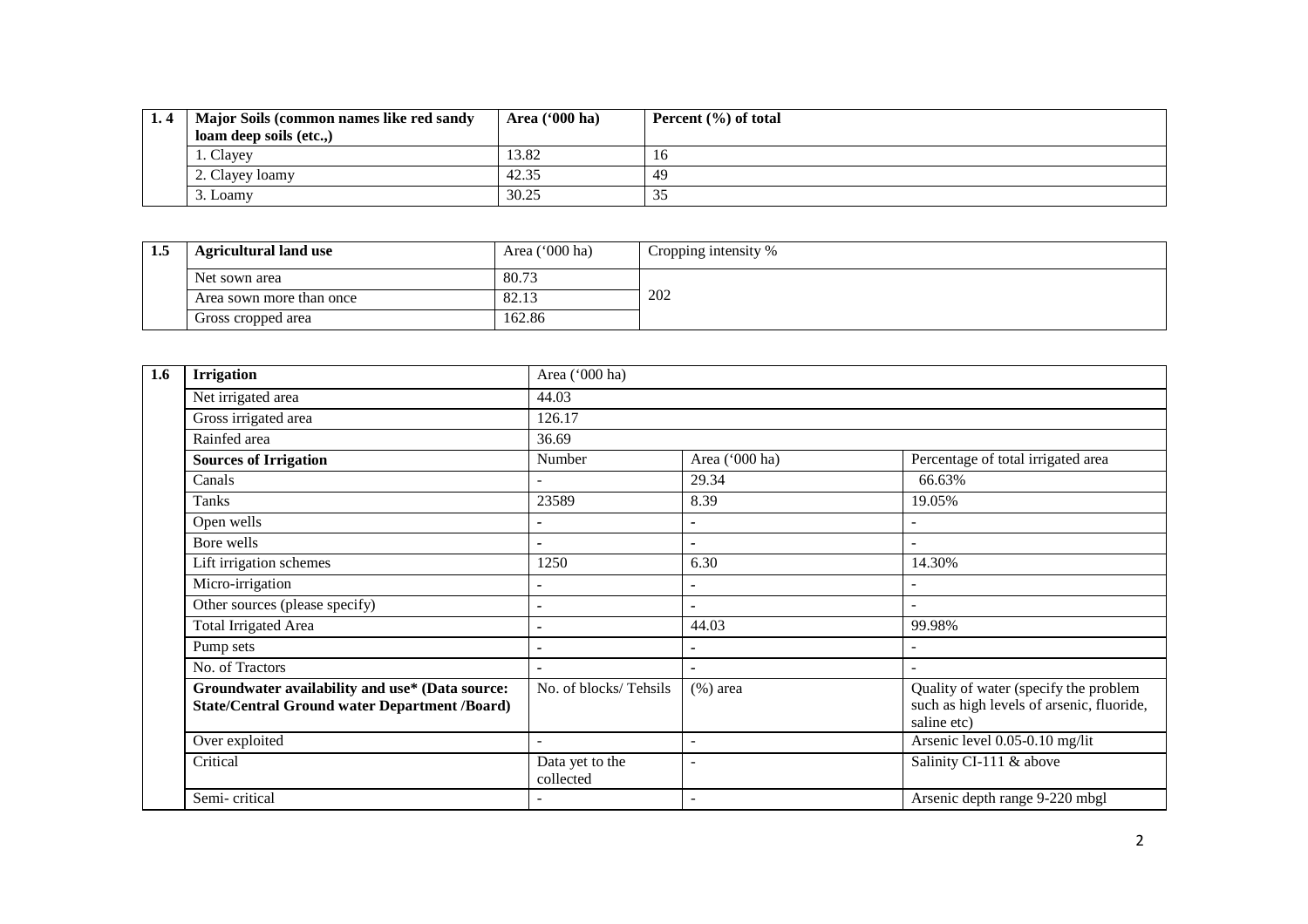| 1. 4 | Major Soils (common names like red sandy loam deep soils (etc.,) | Area ('000 ha) | Percent (%) of total |
|---|---|---|---|
| | 1. Clayey | 13.82 | 16 |
| | 2. Clayey loamy | 42.35 | 49 |
| | 3. Loamy | 30.25 | 35 |

| 1.5 | Agricultural land use | Area ('000 ha) | Cropping intensity % |
|---|---|---|---|
| | Net sown area | 80.73 | 202 |
| | Area sown more than once | 82.13 | |
| | Gross cropped area | 162.86 | |

| 1.6 | Irrigation | Area ('000 ha) | | |
|---|---|---|---|---|
| | Net irrigated area | 44.03 | | |
| | Gross irrigated area | 126.17 | | |
| | Rainfed area | 36.69 | | |
| | **Sources of Irrigation** | Number | Area ('000 ha) | Percentage of total irrigated area |
| | Canals | - | 29.34 | 66.63% |
| | Tanks | 23589 | 8.39 | 19.05% |
| | Open wells | - | - | - |
| | Bore wells | - | - | - |
| | Lift irrigation schemes | 1250 | 6.30 | 14.30% |
| | Micro-irrigation | - | - | - |
| | Other sources (please specify) | - | - | - |
| | Total Irrigated Area | - | 44.03 | 99.98% |
| | Pump sets | - | - | - |
| | No. of Tractors | - | - | - |
| | **Groundwater availability and use* (Data source: State/Central Ground water Department /Board)** | No. of blocks/ Tehsils | (%) area | Quality of water (specify the problem such as high levels of arsenic, fluoride, saline etc) |
| | Over exploited | - | - | Arsenic level 0.05-0.10 mg/lit |
| | Critical | Data yet to the collected | - | Salinity CI-111 & above |
| | Semi- critical | - | - | Arsenic depth range 9-220 mbgl |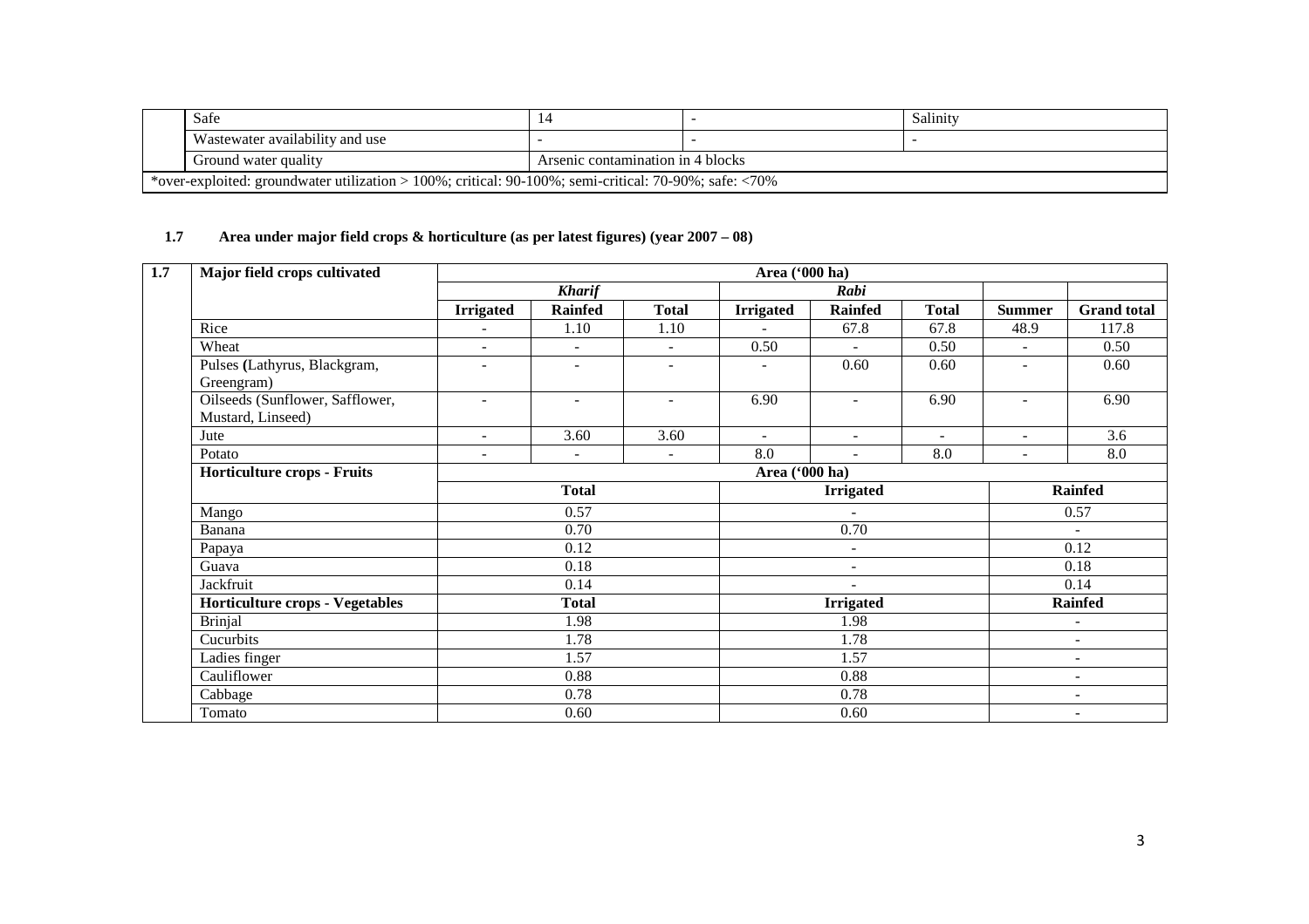| | | | | |
|---|---|---|---|---|
| | Safe | 14 | - | Salinity |
| | Wastewater availability and use | - | - | - |
| | Ground water quality | Arsenic contamination in 4 blocks | | |
| *over-exploited: groundwater utilization > 100%; critical: 90-100%; semi-critical: 70-90%; safe: <70% | | | | |

## 1.7 Area under major field crops & horticulture (as per latest figures) (year 2007 – 08)

| 1.7 | Major field crops cultivated | Area ('000 ha) | | | | | | | |
|---|---|---|---|---|---|---|---|---|---|
| | | *Kharif* | | | *Rabi* | | | | |
| | | **Irrigated** | **Rainfed** | **Total** | **Irrigated** | **Rainfed** | **Total** | **Summer** | **Grand total** |
| | Rice | - | 1.10 | 1.10 | - | 67.8 | 67.8 | 48.9 | 117.8 |
| | Wheat | - | - | - | 0.50 | - | 0.50 | - | 0.50 |
| | Pulses (Lathyrus, Blackgram, Greengram) | - | - | - | - | 0.60 | 0.60 | - | 0.60 |
| | Oilseeds (Sunflower, Safflower, Mustard, Linseed) | - | - | - | 6.90 | - | 6.90 | - | 6.90 |
| | Jute | - | 3.60 | 3.60 | - | - | - | - | 3.6 |
| | Potato | - | - | - | 8.0 | - | 8.0 | - | 8.0 |
| | **Horticulture crops - Fruits** | Area ('000 ha) | | | | | | | |
| | | **Total** | | | **Irrigated** | | | **Rainfed** | |
| | Mango | 0.57 | | | - | | | 0.57 | |
| | Banana | 0.70 | | | 0.70 | | | - | |
| | Papaya | 0.12 | | | - | | | 0.12 | |
| | Guava | 0.18 | | | - | | | 0.18 | |
| | Jackfruit | 0.14 | | | - | | | 0.14 | |
| | **Horticulture crops - Vegetables** | **Total** | | | **Irrigated** | | | **Rainfed** | |
| | Brinjal | 1.98 | | | 1.98 | | | - | |
| | Cucurbits | 1.78 | | | 1.78 | | | - | |
| | Ladies finger | 1.57 | | | 1.57 | | | - | |
| | Cauliflower | 0.88 | | | 0.88 | | | - | |
| | Cabbage | 0.78 | | | 0.78 | | | - | |
| | Tomato | 0.60 | | | 0.60 | | | - | |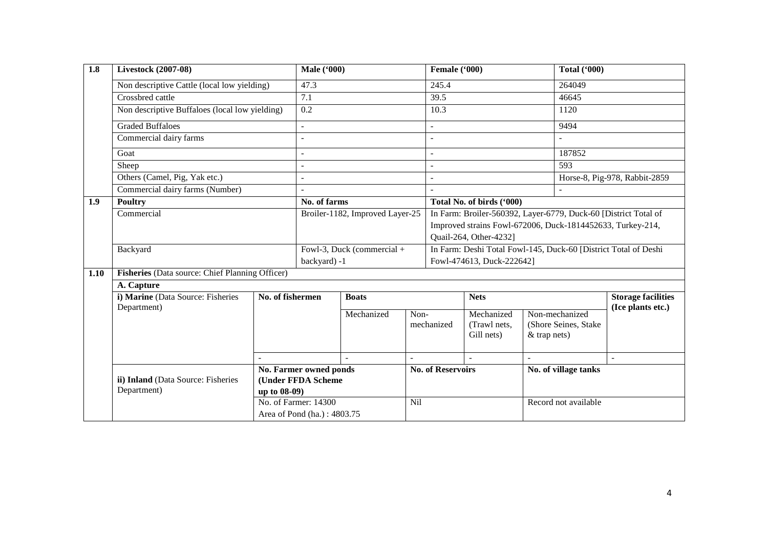| 1.8 | Livestock (2007-08) | | Male ('000) | | Female ('000) | | Total ('000) | |
|---|---|---|---|---|---|---|---|---|
| | Non descriptive Cattle (local low yielding) | | 47.3 | | 245.4 | | 264049 | |
| | Crossbred cattle | | 7.1 | | 39.5 | | 46645 | |
| | Non descriptive Buffaloes (local low yielding) | | 0.2 | | 10.3 | | 1120 | |
| | Graded Buffaloes | | - | | - | | 9494 | |
| | Commercial dairy farms | | - | | - | | - | |
| | Goat | | - | | - | | 187852 | |
| | Sheep | | - | | - | | 593 | |
| | Others (Camel, Pig, Yak etc.) | | - | | - | | Horse-8, Pig-978, Rabbit-2859 | |
| | Commercial dairy farms (Number) | | - | | - | | - | |
| **1.9** | **Poultry** | | **No. of farms** | | **Total No. of birds ('000)** | | | |
| | Commercial | | Broiler-1182, Improved Layer-25 | | In Farm: Broiler-560392, Layer-6779, Duck-60 [District Total of Improved strains Fowl-672006, Duck-1814452633, Turkey-214, Quail-264, Other-4232] | | | |
| | Backyard | | Fowl-3, Duck (commercial + backyard) -1 | | In Farm: Deshi Total Fowl-145, Duck-60 [District Total of Deshi Fowl-474613, Duck-222642] | | | |
| **1.10** | **Fisheries** (Data source: Chief Planning Officer) | | | | | | | |
| | **A. Capture** | | | | | | | |
| | **i) Marine** (Data Source: Fisheries Department) | **No. of fishermen** | **Boats** | | **Nets** | | **Storage facilities (Ice plants etc.)** | |
| | | | Mechanized | Non-mechanized | Mechanized (Trawl nets, Gill nets) | Non-mechanized (Shore Seines, Stake & trap nets) | | |
| | | - | - | - | - | - | - | |
| | **ii) Inland** (Data Source: Fisheries Department) | **No. Farmer owned ponds (Under FFDA Scheme up to 08-09)** | | **No. of Reservoirs** | | **No. of village tanks** | | |
| | | No. of Farmer: 14300<br>Area of Pond (ha.) : 4803.75 | | Nil | | Record not available | | |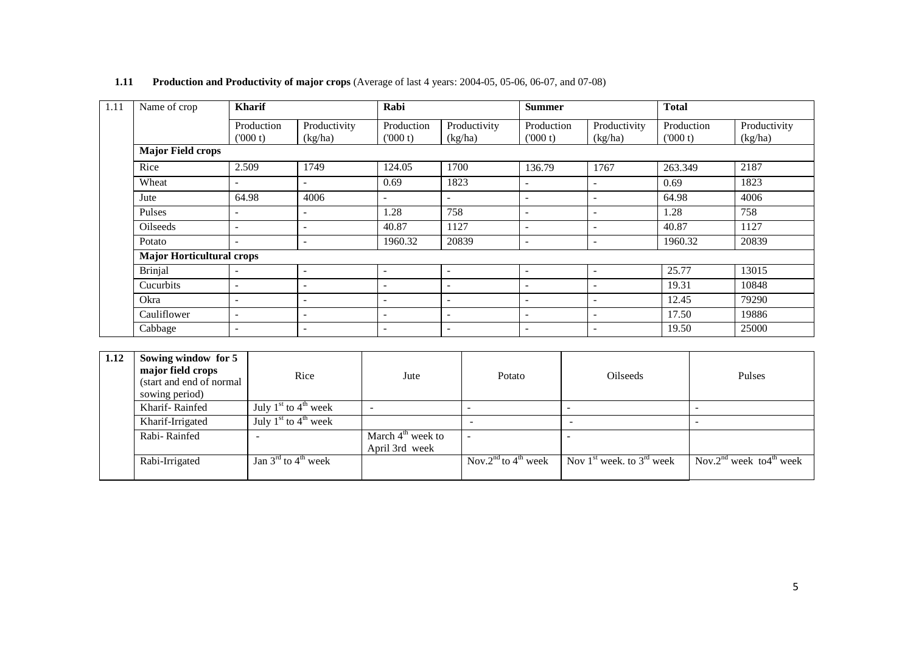**1.11 Production and Productivity of major crops** (Average of last 4 years: 2004-05, 05-06, 06-07, and 07-08)

| 1.11 | Name of crop | Kharif | | Rabi | | Summer | | Total | |
|---|---|---|---|---|---|---|---|---|---|
| | | Production ('000 t) | Productivity (kg/ha) | Production ('000 t) | Productivity (kg/ha) | Production ('000 t) | Productivity (kg/ha) | Production ('000 t) | Productivity (kg/ha) |
| | **Major Field crops** | | | | | | | | |
| | Rice | 2.509 | 1749 | 124.05 | 1700 | 136.79 | 1767 | 263.349 | 2187 |
| | Wheat | - | - | 0.69 | 1823 | - | - | 0.69 | 1823 |
| | Jute | 64.98 | 4006 | - | - | - | - | 64.98 | 4006 |
| | Pulses | - | - | 1.28 | 758 | - | - | 1.28 | 758 |
| | Oilseeds | - | - | 40.87 | 1127 | - | - | 40.87 | 1127 |
| | Potato | - | - | 1960.32 | 20839 | - | - | 1960.32 | 20839 |
| | **Major Horticultural crops** | | | | | | | | |
| | Brinjal | - | - | - | - | - | - | 25.77 | 13015 |
| | Cucurbits | - | - | - | - | - | - | 19.31 | 10848 |
| | Okra | - | - | - | - | - | - | 12.45 | 79290 |
| | Cauliflower | - | - | - | - | - | - | 17.50 | 19886 |
| | Cabbage | - | - | - | - | - | - | 19.50 | 25000 |

| 1.12 | **Sowing window for 5 major field crops** (start and end of normal sowing period) | Rice | Jute | Potato | Oilseeds | Pulses |
|---|---|---|---|---|---|---|
| | Kharif- Rainfed | July 1st to 4th week | - | - | - | - |
| | Kharif-Irrigated | July 1st to 4th week | | - | - | - |
| | Rabi- Rainfed | - | March 4th week to April 3rd week | - | - | |
| | Rabi-Irrigated | Jan 3rd to 4th week | | Nov.2nd to 4th week | Nov 1st week. to 3rd week | Nov.2nd week to4th week |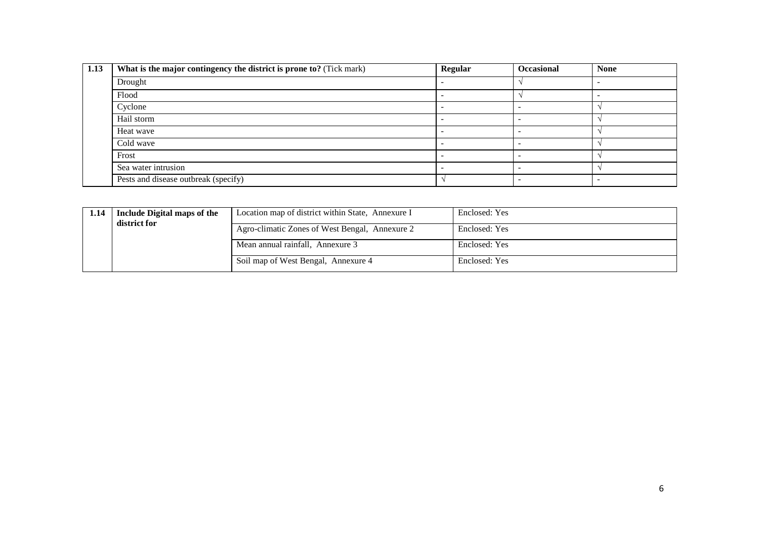| 1.13 | What is the major contingency the district is prone to? (Tick mark) | Regular | Occasional | None |
|---|---|---|---|---|
| | Drought | - | √ | - |
| | Flood | - | √ | - |
| | Cyclone | - | - | √ |
| | Hail storm | - | - | √ |
| | Heat wave | - | - | √ |
| | Cold wave | - | - | √ |
| | Frost | - | - | √ |
| | Sea water intrusion | - | - | √ |
| | Pests and disease outbreak (specify) | √ | - | - |

| 1.14 | Include Digital maps of the district for | Location map of district within State, Annexure I | Enclosed: Yes |
|---|---|---|---|
| | | Agro-climatic Zones of West Bengal, Annexure 2 | Enclosed: Yes |
| | | Mean annual rainfall, Annexure 3 | Enclosed: Yes |
| | | Soil map of West Bengal, Annexure 4 | Enclosed: Yes |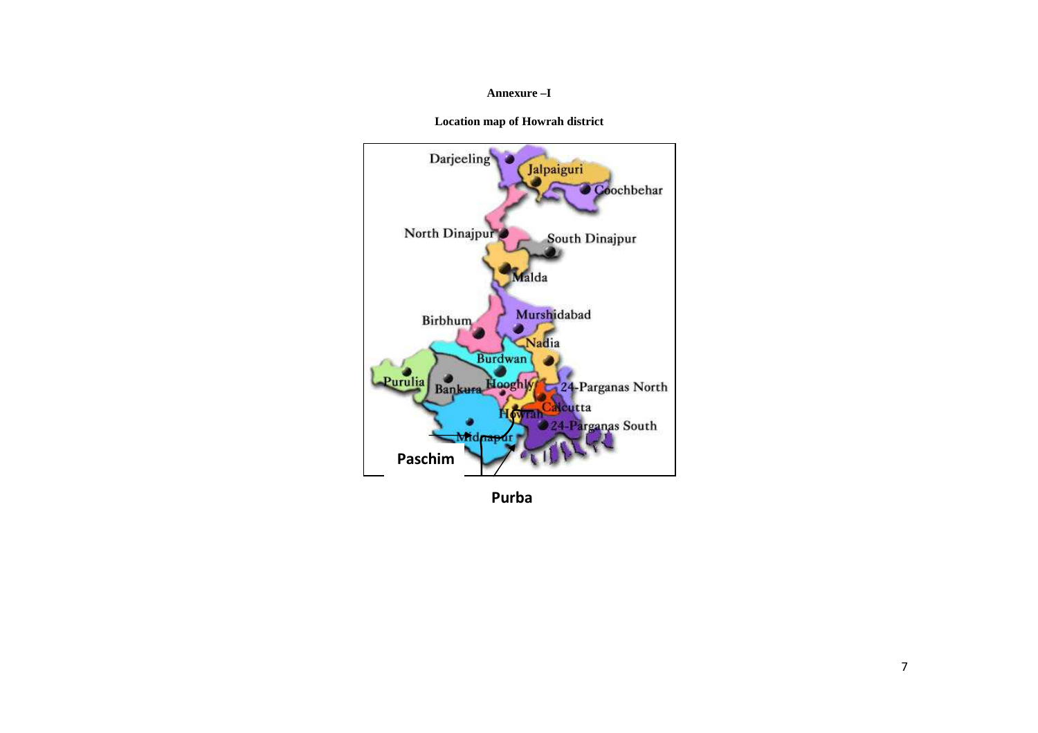**Annexure –I**

**Location map of Howrah district**

Darjeeling

Jalpaiguri

Coochbehar

North Dinajpur

South Dinajpur

Malda

Birbhum

Murshidabad

Nadia

Burdwan

Purulia

Bankura

Hooghly

24-Parganas North

Calcutta

Howrah

24-Parganas South

Midnapur

**Paschim**

**Purba**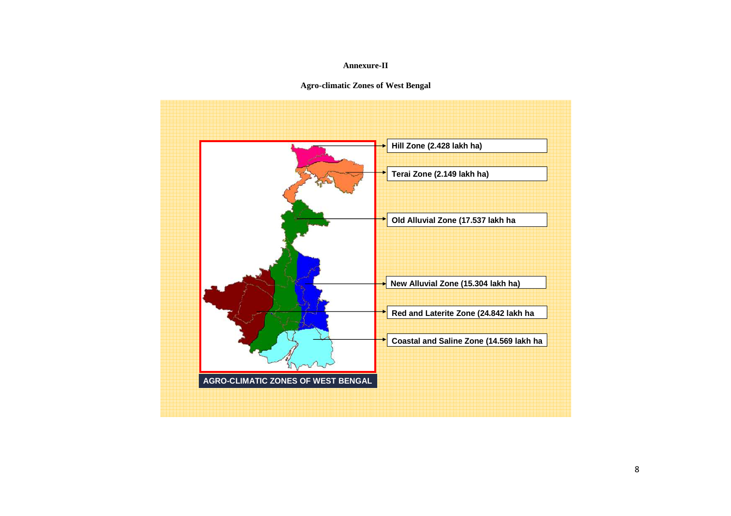**Annexure-II**

**Agro-climatic Zones of West Bengal**

- Hill Zone (2.428 lakh ha)
- Terai Zone (2.149 lakh ha)
- Old Alluvial Zone (17.537 lakh ha
- New Alluvial Zone (15.304 lakh ha)
- Red and Laterite Zone (24.842 lakh ha
- Coastal and Saline Zone (14.569 lakh ha

AGRO-CLIMATIC ZONES OF WEST BENGAL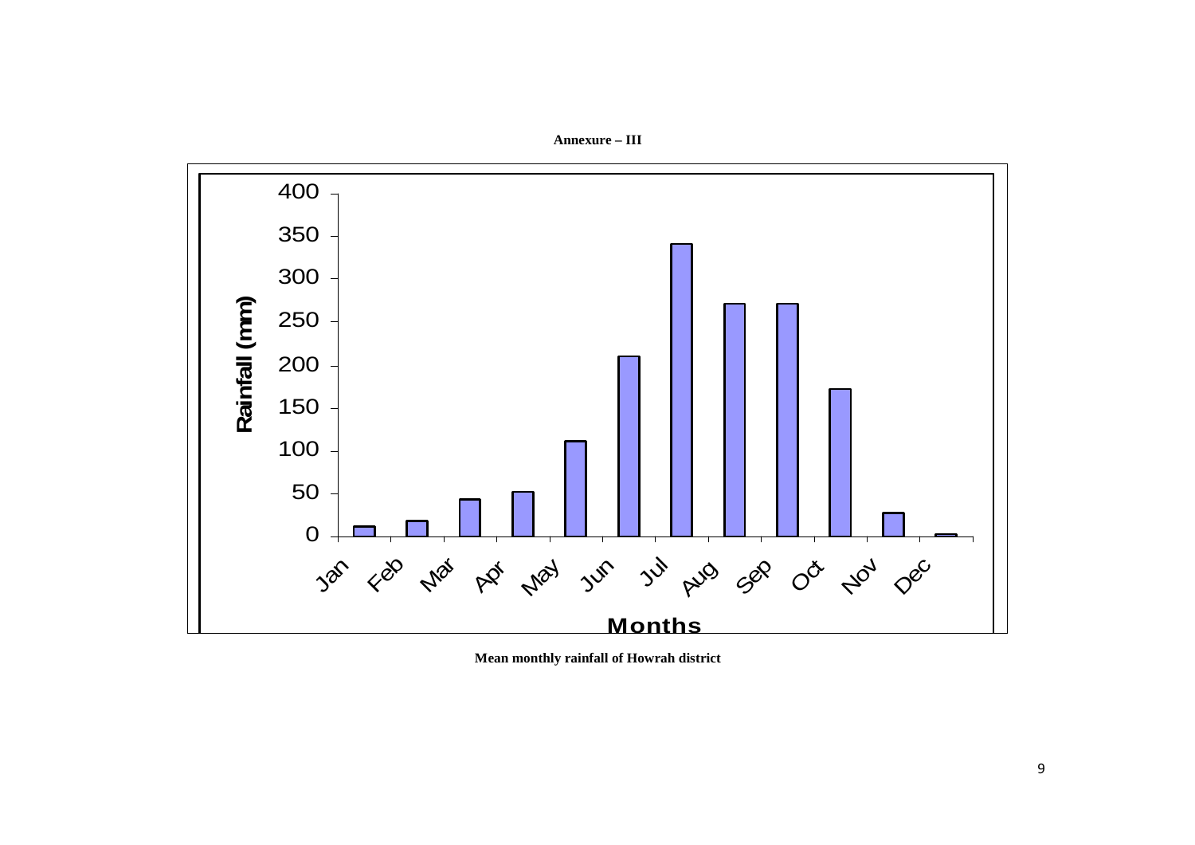**Annexure – III**

**Mean monthly rainfall of Howrah district**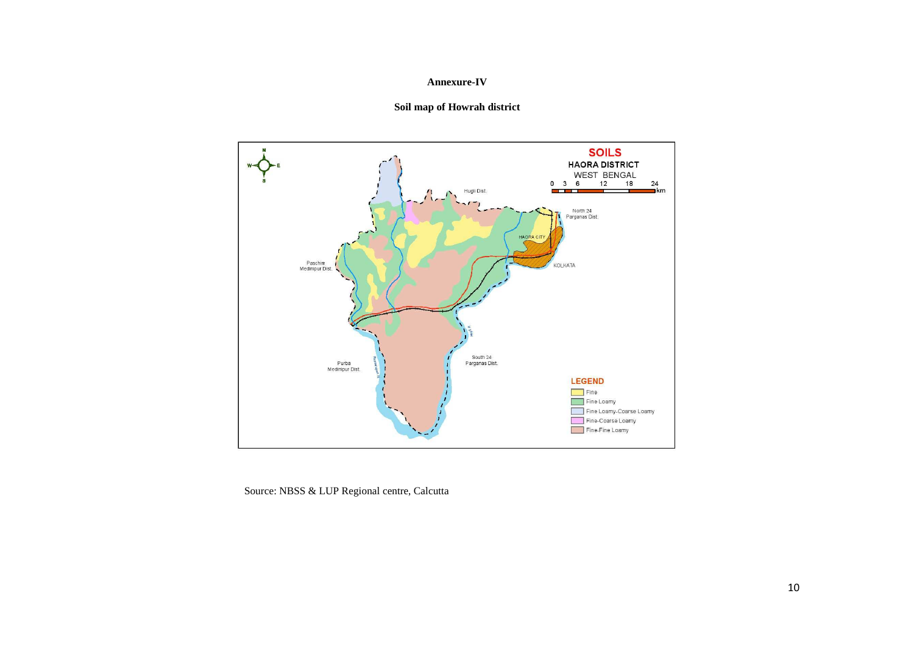**Annexure-IV**

**Soil map of Howrah district**

Source: NBSS & LUP Regional centre, Calcutta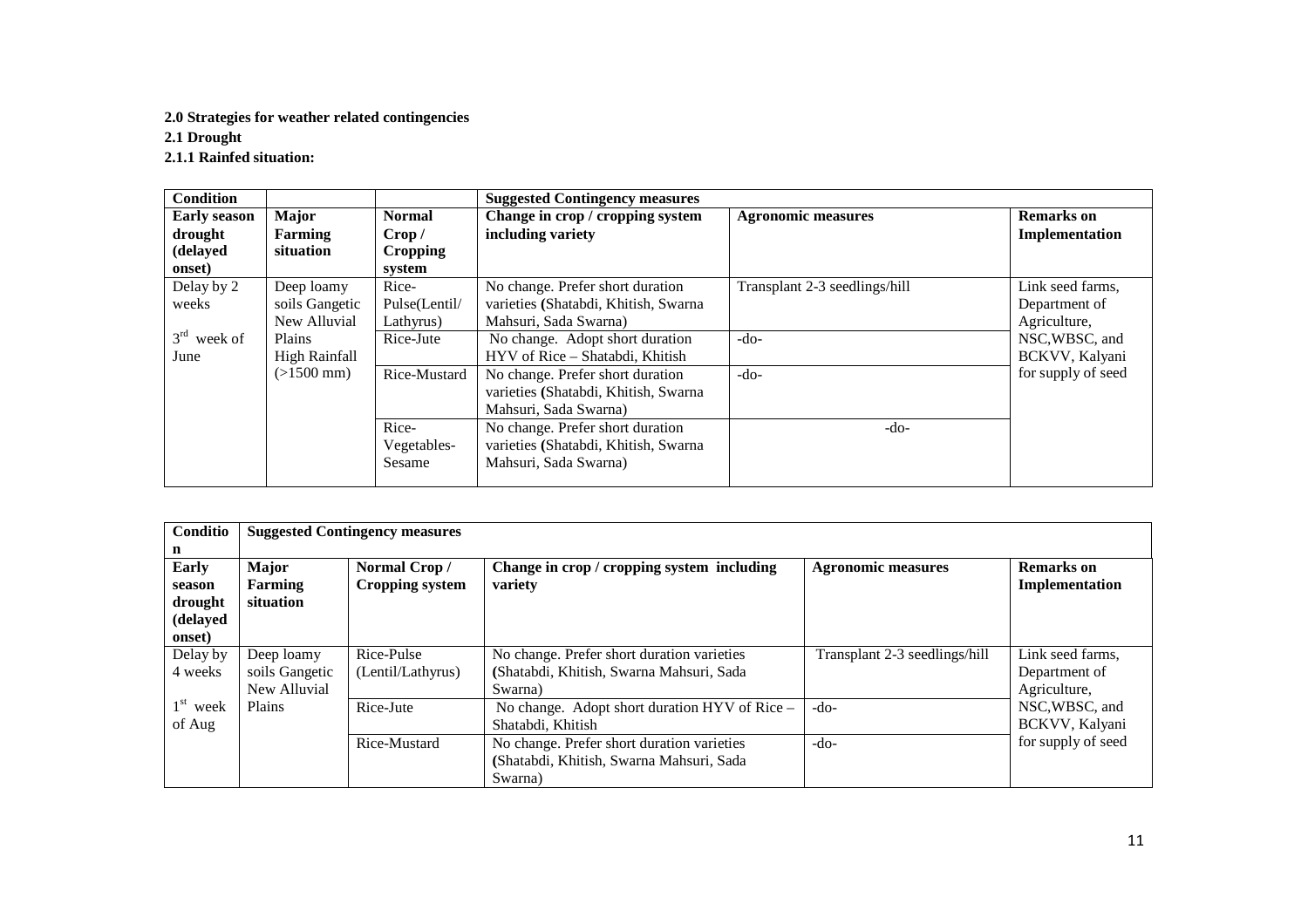**2.0 Strategies for weather related contingencies**

**2.1 Drought**

**2.1.1 Rainfed situation:**

| Condition | | | Suggested Contingency measures | | |
|---|---|---|---|---|---|
| **Early season drought (delayed onset)** | **Major Farming situation** | **Normal Crop / Cropping system** | **Change in crop / cropping system including variety** | **Agronomic measures** | **Remarks on Implementation** |
| Delay by 2 weeks<br>3rd week of June | Deep loamy soils Gangetic New Alluvial Plains High Rainfall (>1500 mm) | Rice-Pulse(Lentil/ Lathyrus) | No change. Prefer short duration varieties (Shatabdi, Khitish, Swarna Mahsuri, Sada Swarna) | Transplant 2-3 seedlings/hill | Link seed farms, Department of Agriculture, NSC,WBSC, and BCKVV, Kalyani for supply of seed |
| | | Rice-Jute | No change. Adopt short duration HYV of Rice – Shatabdi, Khitish | -do- | |
| | | Rice-Mustard | No change. Prefer short duration varieties (Shatabdi, Khitish, Swarna Mahsuri, Sada Swarna) | -do- | |
| | | Rice-Vegetables-Sesame | No change. Prefer short duration varieties (Shatabdi, Khitish, Swarna Mahsuri, Sada Swarna) | -do- | |

| Condition | Suggested Contingency measures | | | | |
|---|---|---|---|---|---|
| **Early season drought (delayed onset)** | **Major Farming situation** | **Normal Crop / Cropping system** | **Change in crop / cropping system including variety** | **Agronomic measures** | **Remarks on Implementation** |
| Delay by 4 weeks<br>1st week of Aug | Deep loamy soils Gangetic New Alluvial Plains | Rice-Pulse (Lentil/Lathyrus) | No change. Prefer short duration varieties (Shatabdi, Khitish, Swarna Mahsuri, Sada Swarna) | Transplant 2-3 seedlings/hill | Link seed farms, Department of Agriculture, NSC,WBSC, and BCKVV, Kalyani for supply of seed |
| | | Rice-Jute | No change. Adopt short duration HYV of Rice – Shatabdi, Khitish | -do- | |
| | | Rice-Mustard | No change. Prefer short duration varieties (Shatabdi, Khitish, Swarna Mahsuri, Sada Swarna) | -do- | |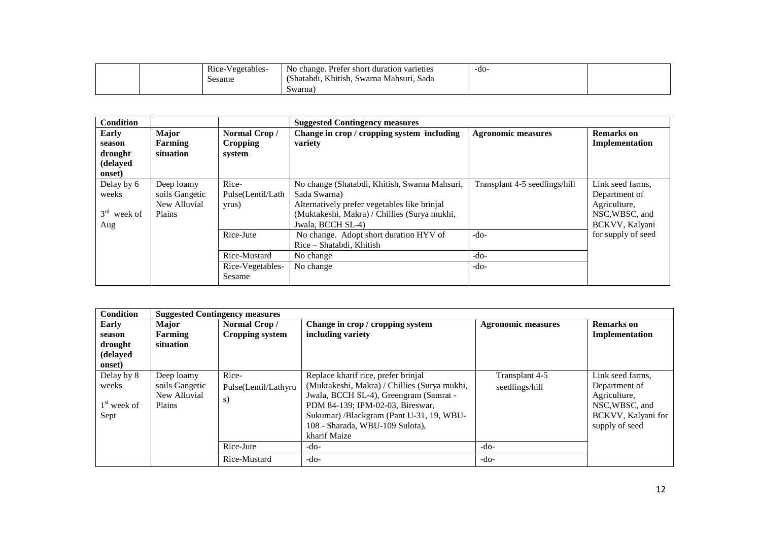|  |  | Rice-Vegetables-Sesame | No change. Prefer short duration varieties (Shatabdi, Khitish, Swarna Mahsuri, Sada Swarna) | -do- |  |
|---|---|---|---|---|---|

| Condition |  |  | Suggested Contingency measures |  |  |
|---|---|---|---|---|---|
| Early season drought (delayed onset) | Major Farming situation | Normal Crop / Cropping system | Change in crop / cropping system including variety | Agronomic measures | Remarks on Implementation |
| Delay by 6 weeks<br>3rd week of Aug | Deep loamy soils Gangetic New Alluvial Plains | Rice-Pulse(Lentil/Lathyrus) | No change (Shatabdi, Khitish, Swarna Mahsuri, Sada Swarna)<br>Alternatively prefer vegetables like brinjal (Muktakeshi, Makra) / Chillies (Surya mukhi, Jwala, BCCH SL-4) | Transplant 4-5 seedlings/hill | Link seed farms, Department of Agriculture, NSC,WBSC, and BCKVV, Kalyani for supply of seed |
|  |  | Rice-Jute | No change. Adopt short duration HYV of Rice – Shatabdi, Khitish | -do- |  |
|  |  | Rice-Mustard | No change | -do- |  |
|  |  | Rice-Vegetables-Sesame | No change | -do- |  |

| Condition | Suggested Contingency measures |  |  |  |  |
|---|---|---|---|---|---|
| Early season drought (delayed onset) | Major Farming situation | Normal Crop / Cropping system | Change in crop / cropping system including variety | Agronomic measures | Remarks on Implementation |
| Delay by 8 weeks<br>1st week of Sept | Deep loamy soils Gangetic New Alluvial Plains | Rice-Pulse(Lentil/Lathyrus) | Replace kharif rice, prefer brinjal (Muktakeshi, Makra) / Chillies (Surya mukhi, Jwala, BCCH SL-4), Greengram (Samrat - PDM 84-139; IPM-02-03, Bireswar, Sukumar) /Blackgram (Pant U-31, 19, WBU-108 - Sharada, WBU-109 Sulota), kharif Maize | Transplant 4-5 seedlings/hill | Link seed farms, Department of Agriculture, NSC,WBSC, and BCKVV, Kalyani for supply of seed |
|  |  | Rice-Jute | -do- | -do- |  |
|  |  | Rice-Mustard | -do- | -do- |  |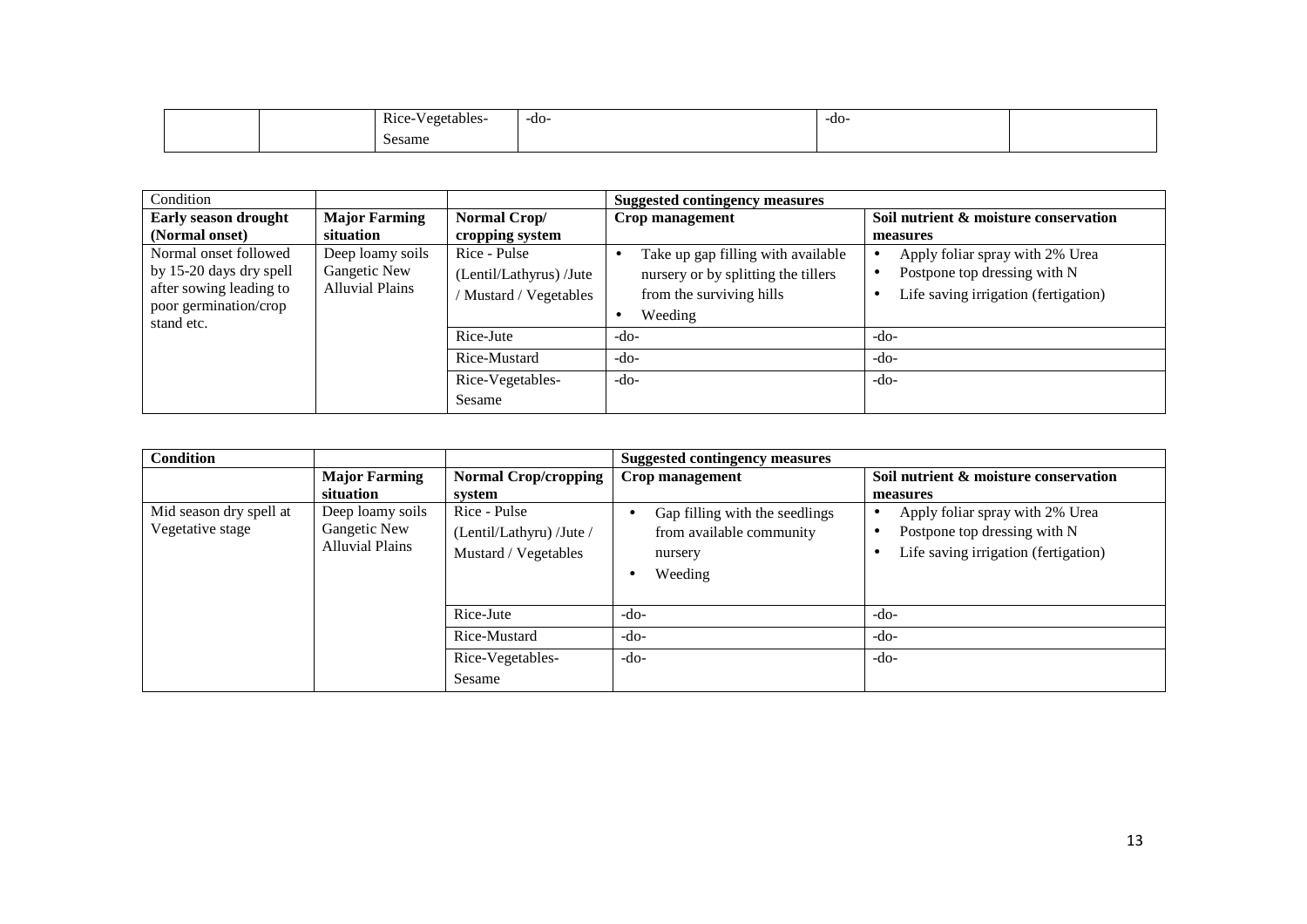|  |  | Rice-Vegetables-Sesame | -do- | -do- |  |
|---|---|---|---|---|---|

| Condition |  |  | Suggested contingency measures |  |
|---|---|---|---|---|
| **Early season drought (Normal onset)** | **Major Farming situation** | **Normal Crop/ cropping system** | **Crop management** | **Soil nutrient & moisture conservation measures** |
| Normal onset followed by 15-20 days dry spell after sowing leading to poor germination/crop stand etc. | Deep loamy soils Gangetic New Alluvial Plains | Rice - Pulse (Lentil/Lathyrus) /Jute / Mustard / Vegetables | • Take up gap filling with available nursery or by splitting the tillers from the surviving hills<br>• Weeding | • Apply foliar spray with 2% Urea<br>• Postpone top dressing with N<br>• Life saving irrigation (fertigation) |
|  |  | Rice-Jute | -do- | -do- |
|  |  | Rice-Mustard | -do- | -do- |
|  |  | Rice-Vegetables-Sesame | -do- | -do- |

| **Condition** |  |  | **Suggested contingency measures** |  |
|---|---|---|---|---|
|  | **Major Farming situation** | **Normal Crop/cropping system** | **Crop management** | **Soil nutrient & moisture conservation measures** |
| Mid season dry spell at Vegetative stage | Deep loamy soils Gangetic New Alluvial Plains | Rice - Pulse (Lentil/Lathyru) /Jute / Mustard / Vegetables | • Gap filling with the seedlings from available community nursery<br>• Weeding | • Apply foliar spray with 2% Urea<br>• Postpone top dressing with N<br>• Life saving irrigation (fertigation) |
|  |  | Rice-Jute | -do- | -do- |
|  |  | Rice-Mustard | -do- | -do- |
|  |  | Rice-Vegetables-Sesame | -do- | -do- |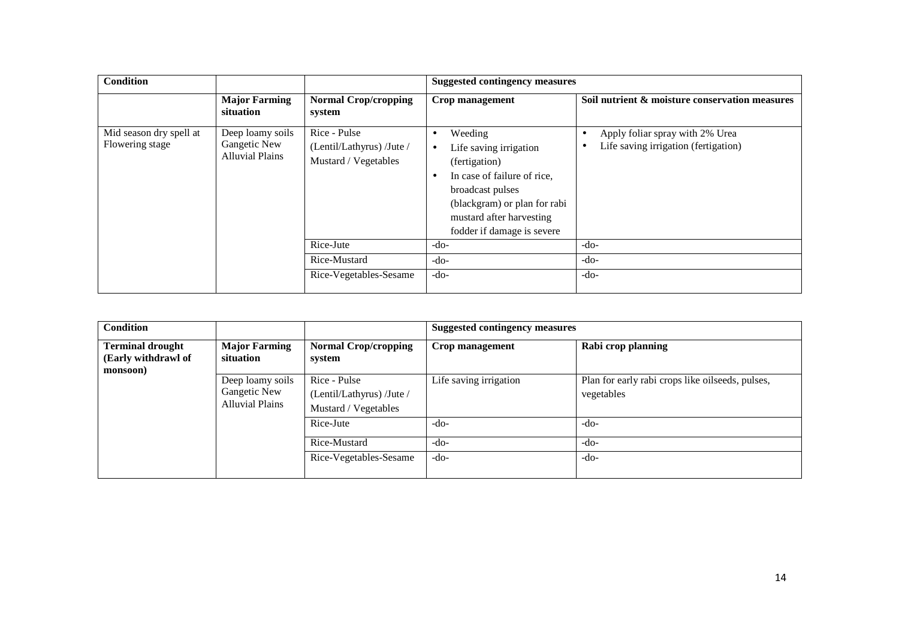| Condition | | | Suggested contingency measures | |
|---|---|---|---|---|
| | **Major Farming situation** | **Normal Crop/cropping system** | **Crop management** | **Soil nutrient & moisture conservation measures** |
| Mid season dry spell at Flowering stage | Deep loamy soils Gangetic New Alluvial Plains | Rice - Pulse (Lentil/Lathyrus) /Jute / Mustard / Vegetables | • Weeding<br>• Life saving irrigation (fertigation)<br>• In case of failure of rice, broadcast pulses (blackgram) or plan for rabi mustard after harvesting fodder if damage is severe | • Apply foliar spray with 2% Urea<br>• Life saving irrigation (fertigation) |
| | | Rice-Jute | -do- | -do- |
| | | Rice-Mustard | -do- | -do- |
| | | Rice-Vegetables-Sesame | -do- | -do- |

| Condition | | | Suggested contingency measures | |
|---|---|---|---|---|
| **Terminal drought (Early withdrawl of monsoon)** | **Major Farming situation** | **Normal Crop/cropping system** | **Crop management** | **Rabi crop planning** |
| | Deep loamy soils Gangetic New Alluvial Plains | Rice - Pulse (Lentil/Lathyrus) /Jute / Mustard / Vegetables | Life saving irrigation | Plan for early rabi crops like oilseeds, pulses, vegetables |
| | | Rice-Jute | -do- | -do- |
| | | Rice-Mustard | -do- | -do- |
| | | Rice-Vegetables-Sesame | -do- | -do- |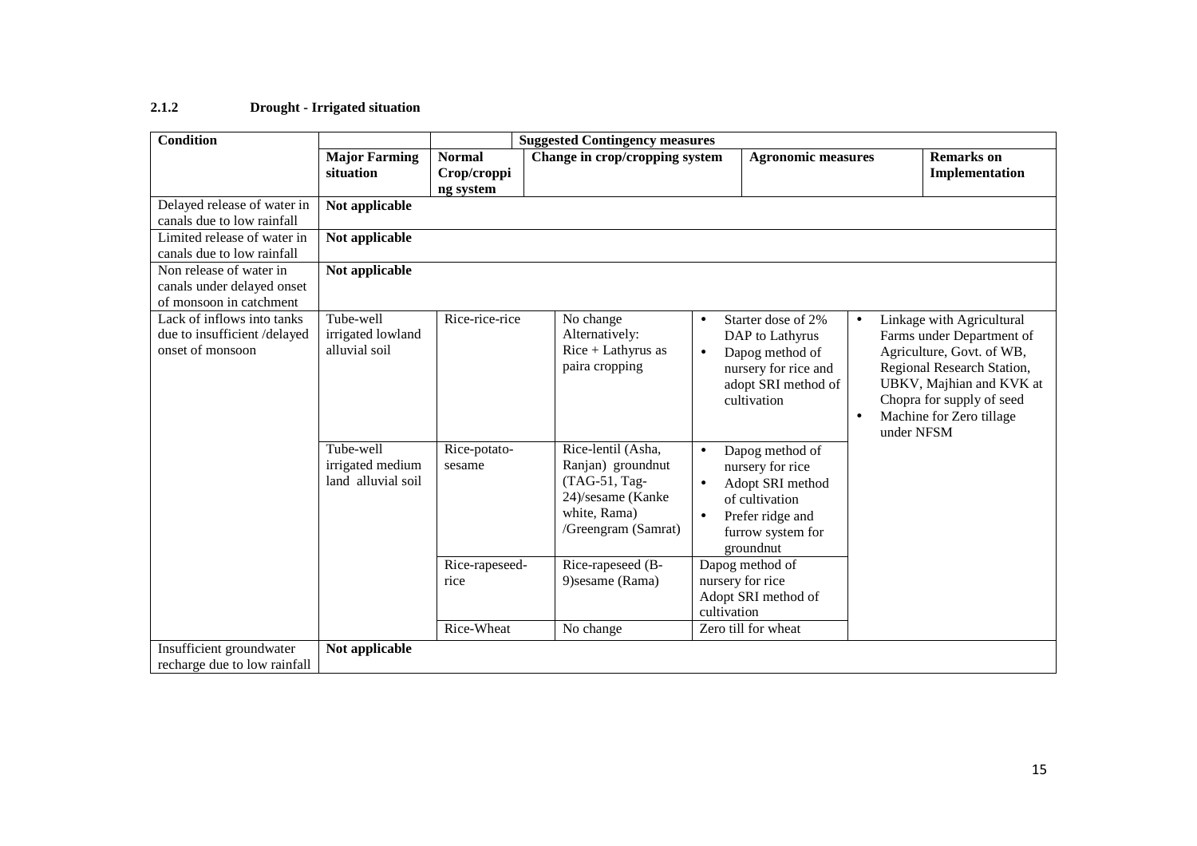### 2.1.2 Drought - Irrigated situation

| Condition | | | Suggested Contingency measures | | |
|---|---|---|---|---|---|
| | **Major Farming situation** | **Normal Crop/cropping system** | **Change in crop/cropping system** | **Agronomic measures** | **Remarks on Implementation** |
| Delayed release of water in canals due to low rainfall | **Not applicable** | | | | |
| Limited release of water in canals due to low rainfall | **Not applicable** | | | | |
| Non release of water in canals under delayed onset of monsoon in catchment | **Not applicable** | | | | |
| Lack of inflows into tanks due to insufficient /delayed onset of monsoon | Tube-well irrigated lowland alluvial soil | Rice-rice-rice | No change<br>Alternatively:<br>Rice + Lathyrus as paira cropping | • Starter dose of 2% DAP to Lathyrus<br>• Dapog method of nursery for rice and adopt SRI method of cultivation | • Linkage with Agricultural Farms under Department of Agriculture, Govt. of WB, Regional Research Station, UBKV, Majhian and KVK at Chopra for supply of seed<br>• Machine for Zero tillage under NFSM |
| | Tube-well irrigated medium land alluvial soil | Rice-potato-sesame | Rice-lentil (Asha, Ranjan) groundnut (TAG-51, Tag-24)/sesame (Kanke white, Rama) /Greengram (Samrat) | • Dapog method of nursery for rice<br>• Adopt SRI method of cultivation<br>• Prefer ridge and furrow system for groundnut | |
| | | Rice-rapeseed-rice | Rice-rapeseed (B-9)sesame (Rama) | Dapog method of nursery for rice<br>Adopt SRI method of cultivation | |
| | | Rice-Wheat | No change | Zero till for wheat | |
| Insufficient groundwater recharge due to low rainfall | **Not applicable** | | | | |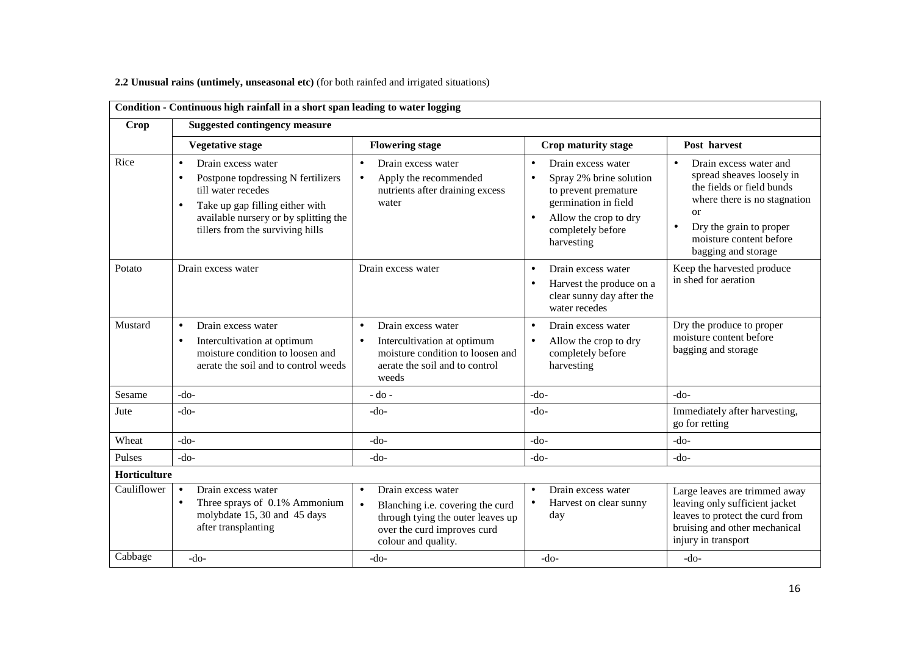**2.2 Unusual rains (untimely, unseasonal etc)** (for both rainfed and irrigated situations)

| **Condition - Continuous high rainfall in a short span leading to water logging** | | | | |
|---|---|---|---|---|
| **Crop** | **Suggested contingency measure** | | | |
| | **Vegetative stage** | **Flowering stage** | **Crop maturity stage** | **Post harvest** |
| Rice | • Drain excess water<br>• Postpone topdressing N fertilizers till water recedes<br>• Take up gap filling either with available nursery or by splitting the tillers from the surviving hills | • Drain excess water<br>• Apply the recommended nutrients after draining excess water | • Drain excess water<br>• Spray 2% brine solution to prevent premature germination in field<br>• Allow the crop to dry completely before harvesting | • Drain excess water and spread sheaves loosely in the fields or field bunds where there is no stagnation or<br>• Dry the grain to proper moisture content before bagging and storage |
| Potato | Drain excess water | Drain excess water | • Drain excess water<br>• Harvest the produce on a clear sunny day after the water recedes | Keep the harvested produce in shed for aeration |
| Mustard | • Drain excess water<br>• Intercultivation at optimum moisture condition to loosen and aerate the soil and to control weeds | • Drain excess water<br>• Intercultivation at optimum moisture condition to loosen and aerate the soil and to control weeds | • Drain excess water<br>• Allow the crop to dry completely before harvesting | Dry the produce to proper moisture content before bagging and storage |
| Sesame | -do- | - do - | -do- | -do- |
| Jute | -do- | -do- | -do- | Immediately after harvesting, go for retting |
| Wheat | -do- | -do- | -do- | -do- |
| Pulses | -do- | -do- | -do- | -do- |
| **Horticulture** | | | | |
| Cauliflower | • Drain excess water<br>• Three sprays of 0.1% Ammonium molybdate 15, 30 and 45 days after transplanting | • Drain excess water<br>• Blanching i.e. covering the curd through tying the outer leaves up over the curd improves curd colour and quality. | • Drain excess water<br>• Harvest on clear sunny day | Large leaves are trimmed away leaving only sufficient jacket leaves to protect the curd from bruising and other mechanical injury in transport |
| Cabbage | -do- | -do- | -do- | -do- |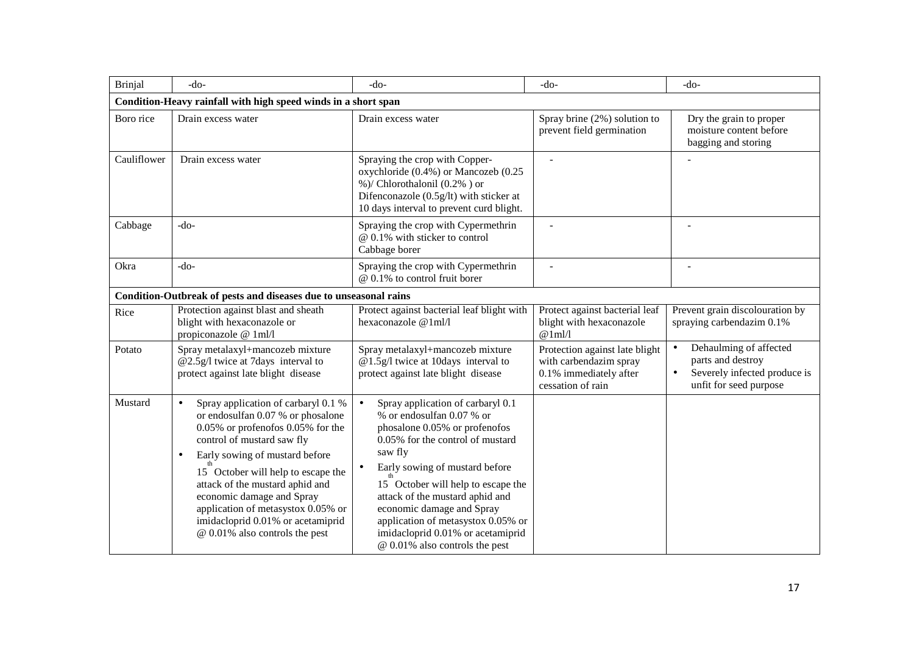| Brinjal | -do- | -do- | -do- | -do- |
|---|---|---|---|---|
| **Condition-Heavy rainfall with high speed winds in a short span** | | | | |
| Boro rice | Drain excess water | Drain excess water | Spray brine (2%) solution to prevent field germination | Dry the grain to proper moisture content before bagging and storing |
| Cauliflower | Drain excess water | Spraying the crop with Copper-oxychloride (0.4%) or Mancozeb (0.25 %)/ Chlorothalonil (0.2% ) or Difenconazole (0.5g/lt) with sticker at 10 days interval to prevent curd blight. | - | - |
| Cabbage | -do- | Spraying the crop with Cypermethrin @ 0.1% with sticker to control Cabbage borer | - | - |
| Okra | -do- | Spraying the crop with Cypermethrin @ 0.1% to control fruit borer | - | - |
| **Condition-Outbreak of pests and diseases due to unseasonal rains** | | | | |
| Rice | Protection against blast and sheath blight with hexaconazole or propiconazole @ 1ml/l | Protect against bacterial leaf blight with hexaconazole @1ml/l | Protect against bacterial leaf blight with hexaconazole @1ml/l | Prevent grain discolouration by spraying carbendazim 0.1% |
| Potato | Spray metalaxyl+mancozeb mixture @2.5g/l twice at 7days interval to protect against late blight disease | Spray metalaxyl+mancozeb mixture @1.5g/l twice at 10days interval to protect against late blight disease | Protection against late blight with carbendazim spray 0.1% immediately after cessation of rain | • Dehaulming of affected parts and destroy<br>• Severely infected produce is unfit for seed purpose |
| Mustard | • Spray application of carbaryl 0.1 % or endosulfan 0.07 % or phosalone 0.05% or profenofos 0.05% for the control of mustard saw fly<br>• Early sowing of mustard before 15th October will help to escape the attack of the mustard aphid and economic damage and Spray application of metasystox 0.05% or imidacloprid 0.01% or acetamiprid @ 0.01% also controls the pest | • Spray application of carbaryl 0.1 % or endosulfan 0.07 % or phosalone 0.05% or profenofos 0.05% for the control of mustard saw fly<br>• Early sowing of mustard before 15th October will help to escape the attack of the mustard aphid and economic damage and Spray application of metasystox 0.05% or imidacloprid 0.01% or acetamiprid @ 0.01% also controls the pest | | |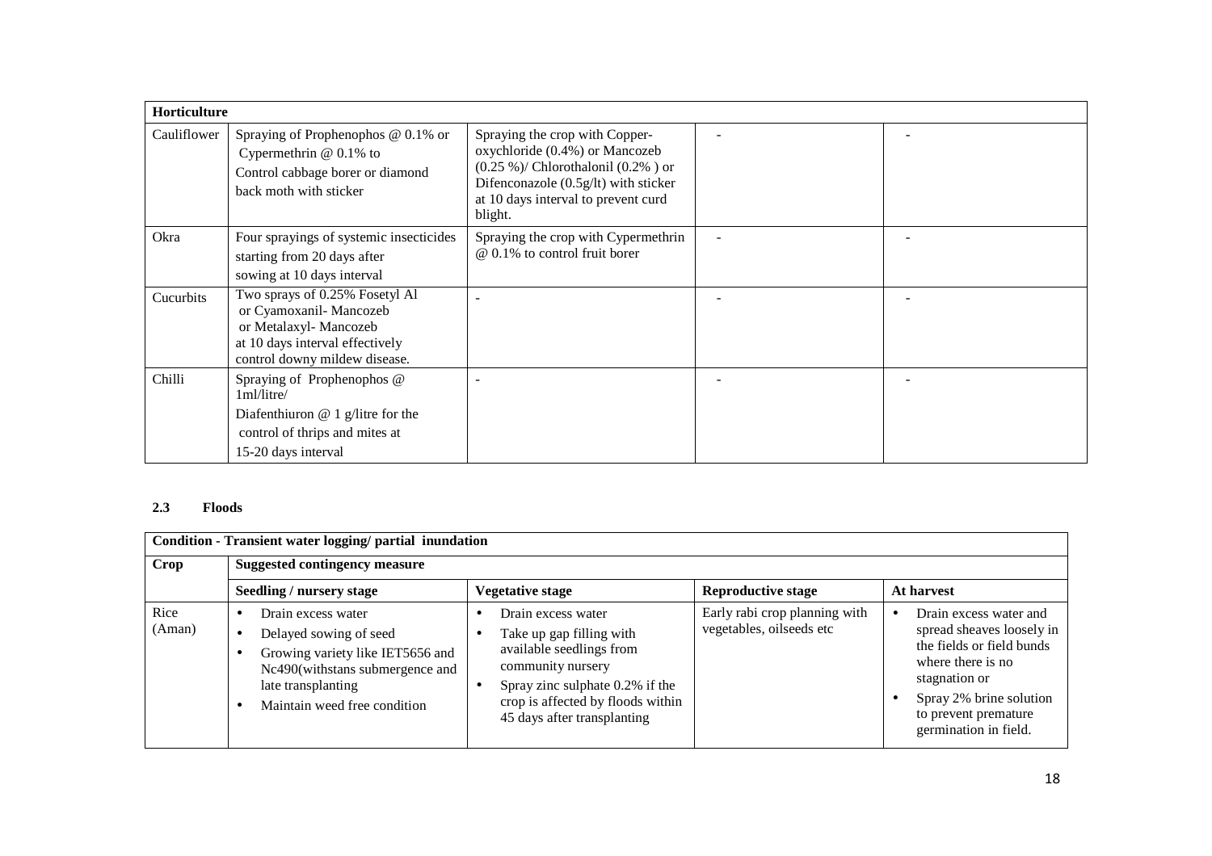| Horticulture | | | | |
|---|---|---|---|---|
| Cauliflower | Spraying of Prophenophos @ 0.1% or Cypermethrin @ 0.1% to Control cabbage borer or diamond back moth with sticker | Spraying the crop with Copper-oxychloride (0.4%) or Mancozeb (0.25 %)/ Chlorothalonil (0.2% ) or Difenconazole (0.5g/lt) with sticker at 10 days interval to prevent curd blight. | - | - |
| Okra | Four sprayings of systemic insecticides starting from 20 days after sowing at 10 days interval | Spraying the crop with Cypermethrin @ 0.1% to control fruit borer | - | - |
| Cucurbits | Two sprays of 0.25% Fosetyl Al or Cyamoxanil- Mancozeb or Metalaxyl- Mancozeb at 10 days interval effectively control downy mildew disease. | - | - | - |
| Chilli | Spraying of Prophenophos @ 1ml/litre/ Diafenthiuron @ 1 g/litre for the control of thrips and mites at 15-20 days interval | - | - | - |

**2.3 Floods**

| Condition - Transient water logging/ partial inundation | | | | |
|---|---|---|---|---|
| **Crop** | **Suggested contingency measure** | | | |
| | **Seedling / nursery stage** | **Vegetative stage** | **Reproductive stage** | **At harvest** |
| Rice (Aman) | • Drain excess water<br>• Delayed sowing of seed<br>• Growing variety like IET5656 and Nc490(withstans submergence and late transplanting<br>• Maintain weed free condition | • Drain excess water<br>• Take up gap filling with available seedlings from community nursery<br>• Spray zinc sulphate 0.2% if the crop is affected by floods within 45 days after transplanting | Early rabi crop planning with vegetables, oilseeds etc | • Drain excess water and spread sheaves loosely in the fields or field bunds where there is no stagnation or<br>• Spray 2% brine solution to prevent premature germination in field. |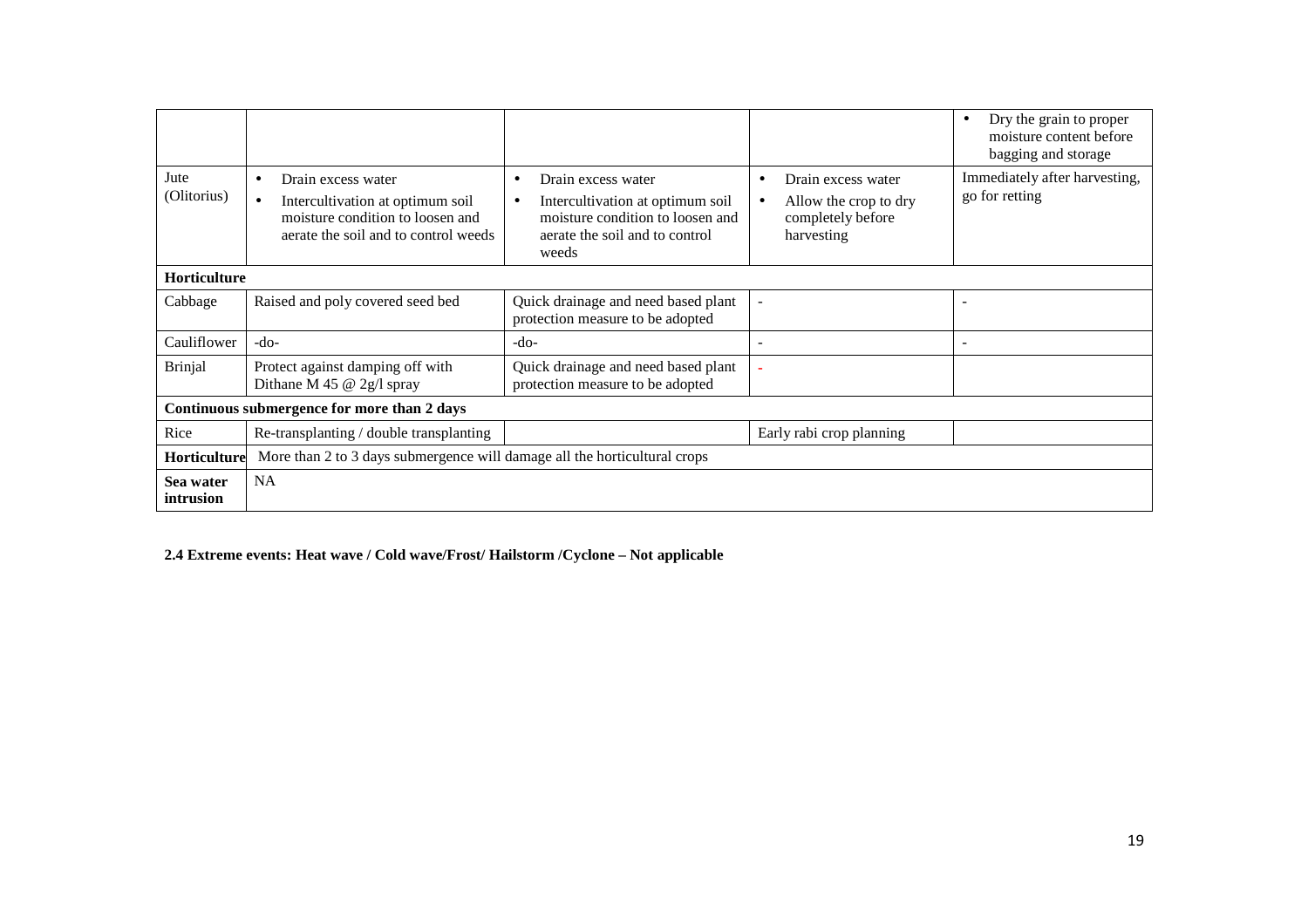| | | | | |
|---|---|---|---|---|
| | | | | • Dry the grain to proper moisture content before bagging and storage |
| Jute (Olitorius) | • Drain excess water<br>• Intercultivation at optimum soil moisture condition to loosen and aerate the soil and to control weeds | • Drain excess water<br>• Intercultivation at optimum soil moisture condition to loosen and aerate the soil and to control weeds | • Drain excess water<br>• Allow the crop to dry completely before harvesting | Immediately after harvesting, go for retting |
| **Horticulture** | | | | |
| Cabbage | Raised and poly covered seed bed | Quick drainage and need based plant protection measure to be adopted | - | - |
| Cauliflower | -do- | -do- | - | - |
| Brinjal | Protect against damping off with Dithane M 45 @ 2g/l spray | Quick drainage and need based plant protection measure to be adopted | - | |
| **Continuous submergence for more than 2 days** | | | | |
| Rice | Re-transplanting / double transplanting | | Early rabi crop planning | |
| **Horticulture** | More than 2 to 3 days submergence will damage all the horticultural crops | | | |
| **Sea water intrusion** | NA | | | |

**2.4 Extreme events: Heat wave / Cold wave/Frost/ Hailstorm /Cyclone – Not applicable**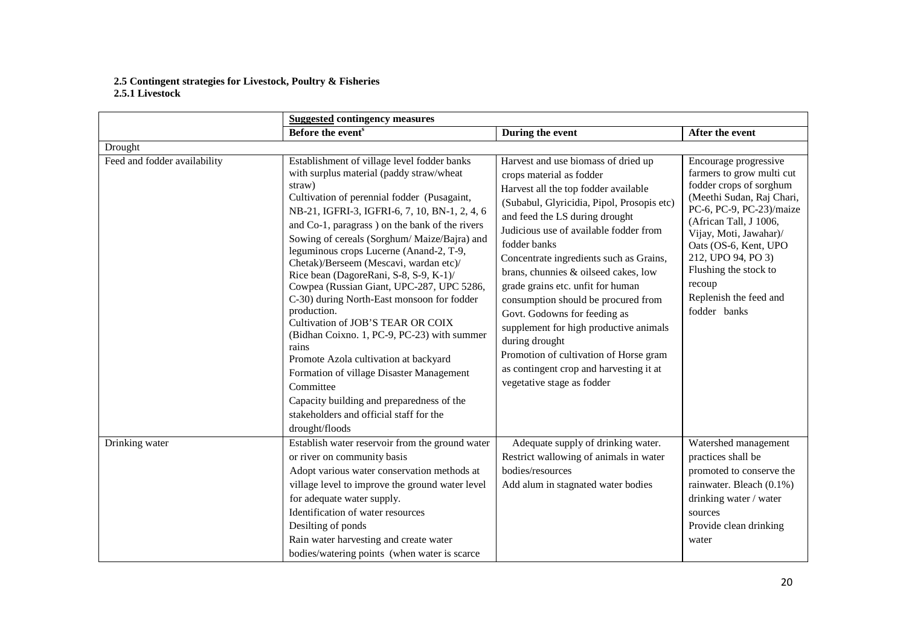**2.5 Contingent strategies for Livestock, Poultry & Fisheries**

**2.5.1 Livestock**

| | **Suggested contingency measures** | | |
|---|---|---|---|
| | **Before the event**[s] | **During the event** | **After the event** |
| Drought | | | |
| Feed and fodder availability | Establishment of village level fodder banks with surplus material (paddy straw/wheat straw)<br>Cultivation of perennial fodder (Pusagaint, NB-21, IGFRI-3, IGFRI-6, 7, 10, BN-1, 2, 4, 6 and Co-1, paragrass ) on the bank of the rivers<br>Sowing of cereals (Sorghum/ Maize/Bajra) and leguminous crops Lucerne (Anand-2, T-9, Chetak)/Berseem (Mescavi, wardan etc)/ Rice bean (DagoreRani, S-8, S-9, K-1)/ Cowpea (Russian Giant, UPC-287, UPC 5286, C-30) during North-East monsoon for fodder production.<br>Cultivation of JOB'S TEAR OR COIX (Bidhan Coixno. 1, PC-9, PC-23) with summer rains<br>Promote Azola cultivation at backyard<br>Formation of village Disaster Management Committee<br>Capacity building and preparedness of the stakeholders and official staff for the drought/floods | Harvest and use biomass of dried up crops material as fodder<br>Harvest all the top fodder available (Subabul, Glyricidia, Pipol, Prosopis etc) and feed the LS during drought<br>Judicious use of available fodder from fodder banks<br>Concentrate ingredients such as Grains, brans, chunnies & oilseed cakes, low grade grains etc. unfit for human consumption should be procured from Govt. Godowns for feeding as supplement for high productive animals during drought<br>Promotion of cultivation of Horse gram as contingent crop and harvesting it at vegetative stage as fodder | Encourage progressive farmers to grow multi cut fodder crops of sorghum (Meethi Sudan, Raj Chari, PC-6, PC-9, PC-23)/maize (African Tall, J 1006, Vijay, Moti, Jawahar)/ Oats (OS-6, Kent, UPO 212, UPO 94, PO 3)<br>Flushing the stock to recoup<br>Replenish the feed and fodder banks |
| Drinking water | Establish water reservoir from the ground water or river on community basis<br>Adopt various water conservation methods at village level to improve the ground water level for adequate water supply.<br>Identification of water resources<br>Desilting of ponds<br>Rain water harvesting and create water bodies/watering points (when water is scarce | Adequate supply of drinking water.<br>Restrict wallowing of animals in water bodies/resources<br>Add alum in stagnated water bodies | Watershed management practices shall be promoted to conserve the rainwater. Bleach (0.1%) drinking water / water sources<br>Provide clean drinking water |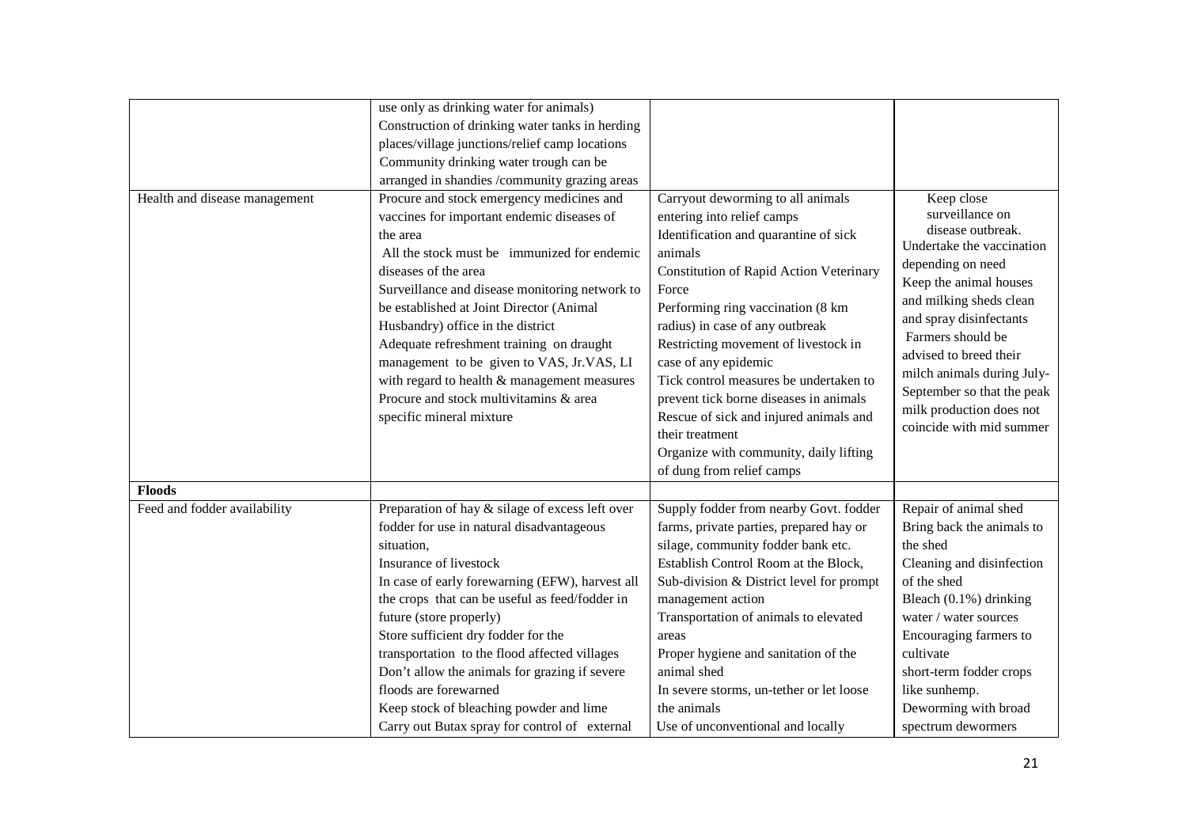| | | | |
|---|---|---|---|
| | use only as drinking water for animals)<br>Construction of drinking water tanks in herding places/village junctions/relief camp locations<br>Community drinking water trough can be arranged in shandies /community grazing areas | | |
| Health and disease management | Procure and stock emergency medicines and vaccines for important endemic diseases of the area<br>All the stock must be immunized for endemic diseases of the area<br>Surveillance and disease monitoring network to be established at Joint Director (Animal Husbandry) office in the district<br>Adequate refreshment training on draught management to be given to VAS, Jr.VAS, LI with regard to health & management measures<br>Procure and stock multivitamins & area specific mineral mixture | Carryout deworming to all animals entering into relief camps<br>Identification and quarantine of sick animals<br>Constitution of Rapid Action Veterinary Force<br>Performing ring vaccination (8 km radius) in case of any outbreak<br>Restricting movement of livestock in case of any epidemic<br>Tick control measures be undertaken to prevent tick borne diseases in animals<br>Rescue of sick and injured animals and their treatment<br>Organize with community, daily lifting of dung from relief camps | Keep close surveillance on disease outbreak.<br>Undertake the vaccination depending on need<br>Keep the animal houses and milking sheds clean and spray disinfectants<br>Farmers should be advised to breed their milch animals during July-September so that the peak milk production does not coincide with mid summer |
| **Floods** | | | |
| Feed and fodder availability | Preparation of hay & silage of excess left over fodder for use in natural disadvantageous situation,<br>Insurance of livestock<br>In case of early forewarning (EFW), harvest all the crops that can be useful as feed/fodder in future (store properly)<br>Store sufficient dry fodder for the transportation to the flood affected villages<br>Don't allow the animals for grazing if severe floods are forewarned<br>Keep stock of bleaching powder and lime<br>Carry out Butax spray for control of external | Supply fodder from nearby Govt. fodder farms, private parties, prepared hay or silage, community fodder bank etc.<br>Establish Control Room at the Block, Sub-division & District level for prompt management action<br>Transportation of animals to elevated areas<br>Proper hygiene and sanitation of the animal shed<br>In severe storms, un-tether or let loose the animals<br>Use of unconventional and locally | Repair of animal shed<br>Bring back the animals to the shed<br>Cleaning and disinfection of the shed<br>Bleach (0.1%) drinking water / water sources<br>Encouraging farmers to cultivate<br>short-term fodder crops like sunhemp.<br>Deworming with broad spectrum dewormers |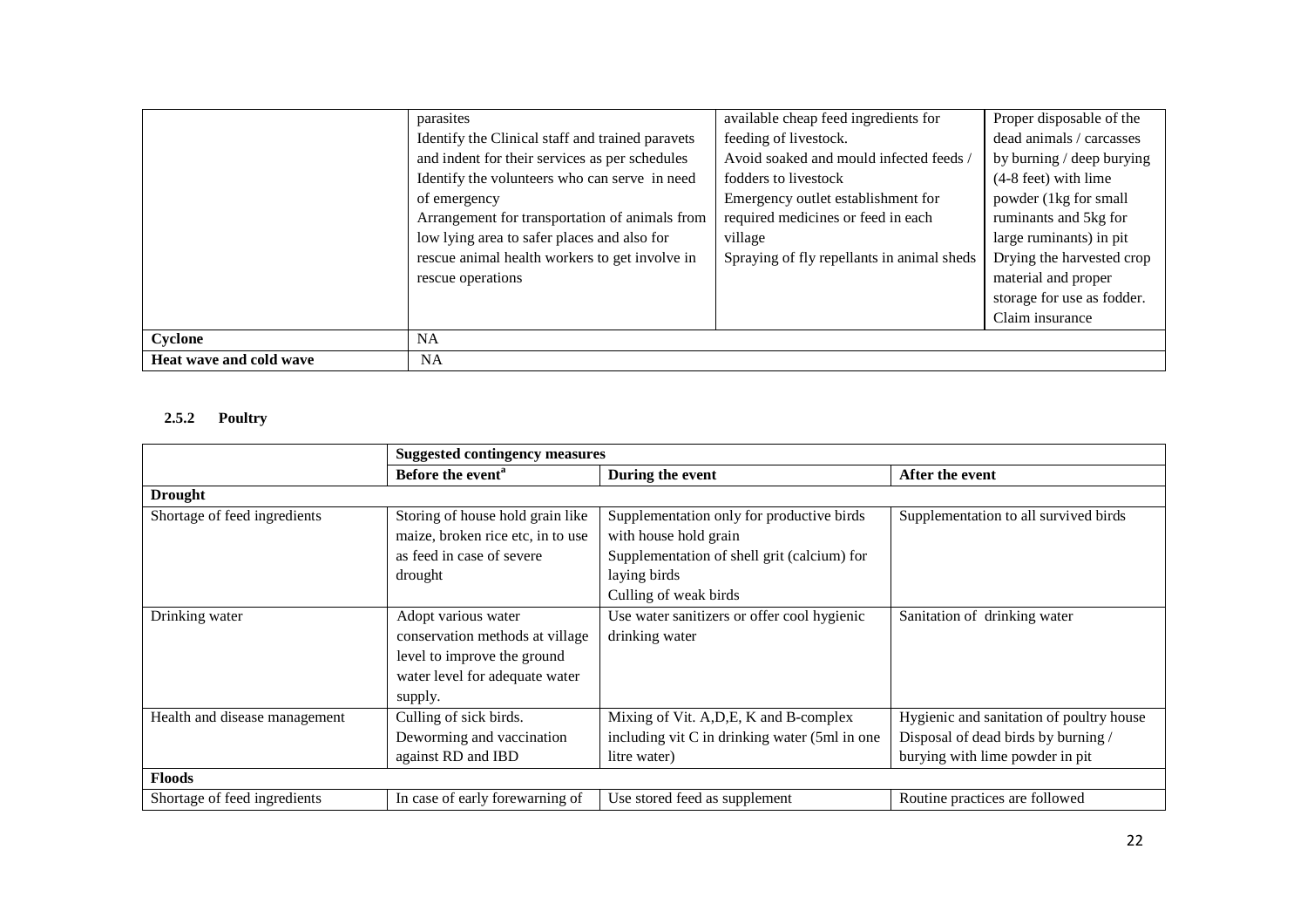| | | | |
|---|---|---|---|
| | parasites<br>Identify the Clinical staff and trained paravets and indent for their services as per schedules<br>Identify the volunteers who can serve in need of emergency<br>Arrangement for transportation of animals from low lying area to safer places and also for rescue animal health workers to get involve in rescue operations | available cheap feed ingredients for feeding of livestock.<br>Avoid soaked and mould infected feeds / fodders to livestock<br>Emergency outlet establishment for required medicines or feed in each village<br>Spraying of fly repellants in animal sheds | Proper disposable of the dead animals / carcasses by burning / deep burying (4-8 feet) with lime powder (1kg for small ruminants and 5kg for large ruminants) in pit<br>Drying the harvested crop material and proper storage for use as fodder.<br>Claim insurance |
| **Cyclone** | NA | | |
| **Heat wave and cold wave** | NA | | |

### 2.5.2 Poultry

| | **Suggested contingency measures** | | |
|---|---|---|---|
| | **Before the event**[a] | **During the event** | **After the event** |
| **Drought** | | | |
| Shortage of feed ingredients | Storing of house hold grain like maize, broken rice etc, in to use as feed in case of severe drought | Supplementation only for productive birds with house hold grain<br>Supplementation of shell grit (calcium) for laying birds<br>Culling of weak birds | Supplementation to all survived birds |
| Drinking water | Adopt various water conservation methods at village level to improve the ground water level for adequate water supply. | Use water sanitizers or offer cool hygienic drinking water | Sanitation of drinking water |
| Health and disease management | Culling of sick birds.<br>Deworming and vaccination against RD and IBD | Mixing of Vit. A,D,E, K and B-complex including vit C in drinking water (5ml in one litre water) | Hygienic and sanitation of poultry house<br>Disposal of dead birds by burning / burying with lime powder in pit |
| **Floods** | | | |
| Shortage of feed ingredients | In case of early forewarning of | Use stored feed as supplement | Routine practices are followed |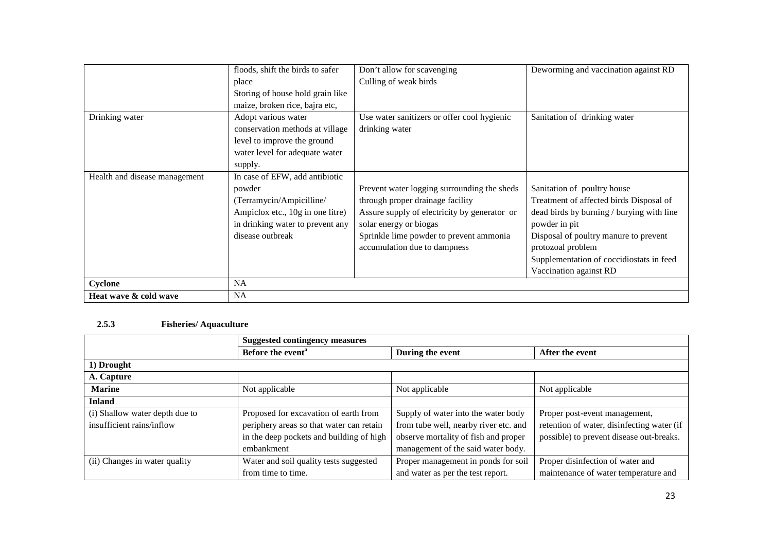|  | floods, shift the birds to safer place<br>Storing of house hold grain like maize, broken rice, bajra etc, | Don't allow for scavenging<br>Culling of weak birds | Deworming and vaccination against RD |
|---|---|---|---|
| Drinking water | Adopt various water conservation methods at village level to improve the ground water level for adequate water supply. | Use water sanitizers or offer cool hygienic drinking water | Sanitation of drinking water |
| Health and disease management | In case of EFW, add antibiotic powder (Terramycin/Ampicilline/ Ampiclox etc., 10g in one litre) in drinking water to prevent any disease outbreak | Prevent water logging surrounding the sheds through proper drainage facility<br>Assure supply of electricity by generator or solar energy or biogas<br>Sprinkle lime powder to prevent ammonia accumulation due to dampness | Sanitation of poultry house<br>Treatment of affected birds Disposal of dead birds by burning / burying with line powder in pit<br>Disposal of poultry manure to prevent protozoal problem<br>Supplementation of coccidiostats in feed<br>Vaccination against RD |
| **Cyclone** | NA | | |
| **Heat wave & cold wave** | NA | | |

### 2.5.3 Fisheries/ Aquaculture

|  | **Suggested contingency measures** | | |
|---|---|---|---|
|  | **Before the event[a]** | **During the event** | **After the event** |
| **1) Drought** | | | |
| **A. Capture** | | | |
| **Marine** | Not applicable | Not applicable | Not applicable |
| **Inland** | | | |
| (i) Shallow water depth due to insufficient rains/inflow | Proposed for excavation of earth from periphery areas so that water can retain in the deep pockets and building of high embankment | Supply of water into the water body from tube well, nearby river etc. and observe mortality of fish and proper management of the said water body. | Proper post-event management, retention of water, disinfecting water (if possible) to prevent disease out-breaks. |
| (ii) Changes in water quality | Water and soil quality tests suggested from time to time. | Proper management in ponds for soil and water as per the test report. | Proper disinfection of water and maintenance of water temperature and |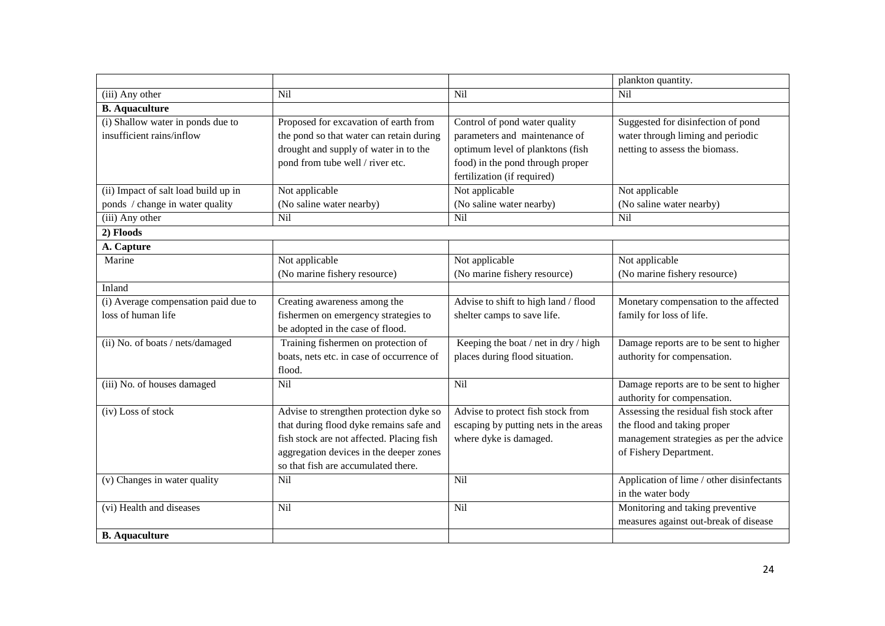| | | | |
|---|---|---|---|
| | | | plankton quantity. |
| (iii) Any other | Nil | Nil | Nil |
| **B. Aquaculture** | | | |
| (i) Shallow water in ponds due to insufficient rains/inflow | Proposed for excavation of earth from the pond so that water can retain during drought and supply of water in to the pond from tube well / river etc. | Control of pond water quality parameters and maintenance of optimum level of planktons (fish food) in the pond through proper fertilization (if required) | Suggested for disinfection of pond water through liming and periodic netting to assess the biomass. |
| (ii) Impact of salt load build up in ponds / change in water quality | Not applicable (No saline water nearby) | Not applicable (No saline water nearby) | Not applicable (No saline water nearby) |
| (iii) Any other | Nil | Nil | Nil |
| **2) Floods** | | | |
| **A. Capture** | | | |
| Marine | Not applicable (No marine fishery resource) | Not applicable (No marine fishery resource) | Not applicable (No marine fishery resource) |
| Inland | | | |
| (i) Average compensation paid due to loss of human life | Creating awareness among the fishermen on emergency strategies to be adopted in the case of flood. | Advise to shift to high land / flood shelter camps to save life. | Monetary compensation to the affected family for loss of life. |
| (ii) No. of boats / nets/damaged | Training fishermen on protection of boats, nets etc. in case of occurrence of flood. | Keeping the boat / net in dry / high places during flood situation. | Damage reports are to be sent to higher authority for compensation. |
| (iii) No. of houses damaged | Nil | Nil | Damage reports are to be sent to higher authority for compensation. |
| (iv) Loss of stock | Advise to strengthen protection dyke so that during flood dyke remains safe and fish stock are not affected. Placing fish aggregation devices in the deeper zones so that fish are accumulated there. | Advise to protect fish stock from escaping by putting nets in the areas where dyke is damaged. | Assessing the residual fish stock after the flood and taking proper management strategies as per the advice of Fishery Department. |
| (v) Changes in water quality | Nil | Nil | Application of lime / other disinfectants in the water body |
| (vi) Health and diseases | Nil | Nil | Monitoring and taking preventive measures against out-break of disease |
| **B. Aquaculture** | | | |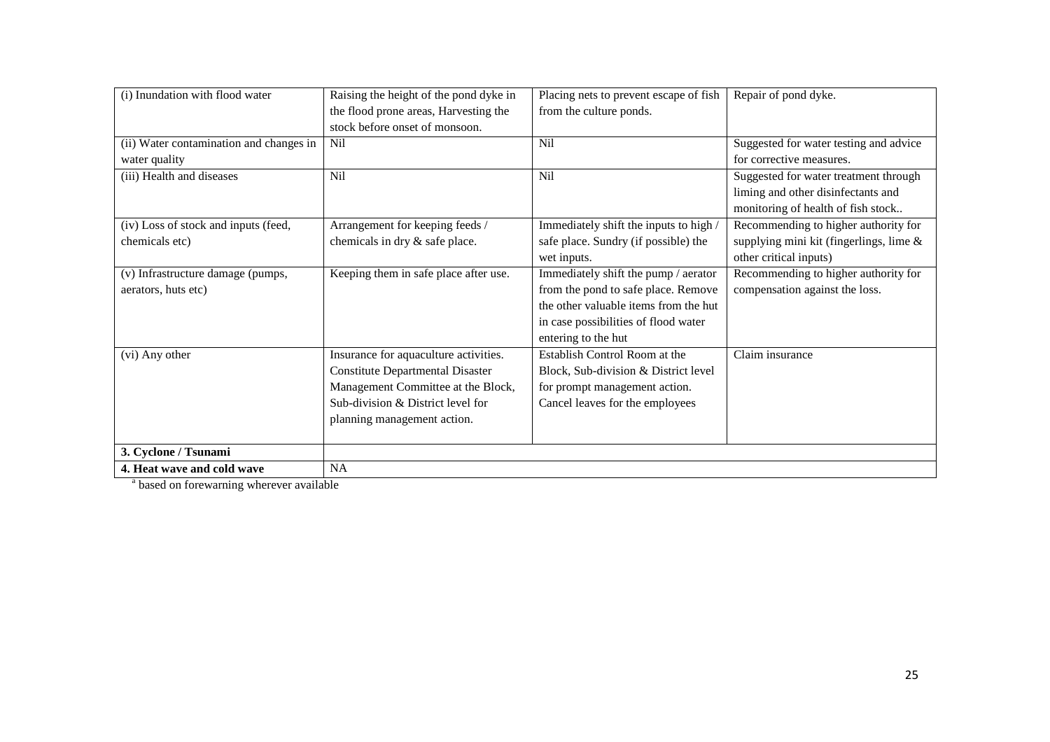| | | | |
|---|---|---|---|
| (i) Inundation with flood water | Raising the height of the pond dyke in the flood prone areas, Harvesting the stock before onset of monsoon. | Placing nets to prevent escape of fish from the culture ponds. | Repair of pond dyke. |
| (ii) Water contamination and changes in water quality | Nil | Nil | Suggested for water testing and advice for corrective measures. |
| (iii) Health and diseases | Nil | Nil | Suggested for water treatment through liming and other disinfectants and monitoring of health of fish stock.. |
| (iv) Loss of stock and inputs (feed, chemicals etc) | Arrangement for keeping feeds / chemicals in dry & safe place. | Immediately shift the inputs to high / safe place. Sundry (if possible) the wet inputs. | Recommending to higher authority for supplying mini kit (fingerlings, lime & other critical inputs) |
| (v) Infrastructure damage (pumps, aerators, huts etc) | Keeping them in safe place after use. | Immediately shift the pump / aerator from the pond to safe place. Remove the other valuable items from the hut in case possibilities of flood water entering to the hut | Recommending to higher authority for compensation against the loss. |
| (vi) Any other | Insurance for aquaculture activities. Constitute Departmental Disaster Management Committee at the Block, Sub-division & District level for planning management action. | Establish Control Room at the Block, Sub-division & District level for prompt management action. Cancel leaves for the employees | Claim insurance |
| **3. Cyclone / Tsunami** | | | |
| **4. Heat wave and cold wave** | NA | | |

[a] based on forewarning wherever available